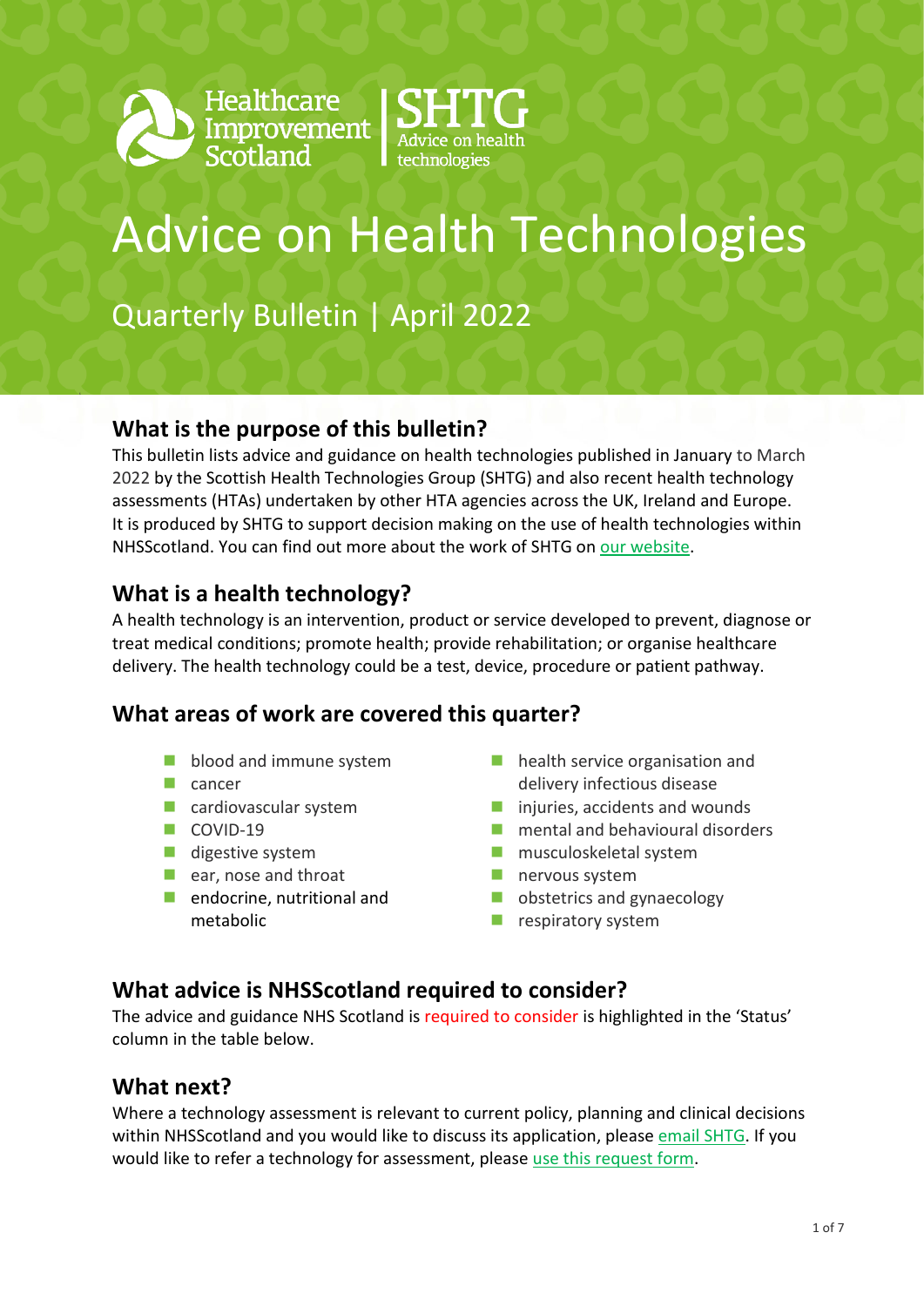Healthcare Improvement Scotland | SHTG Advice on health technologies

# Advice on Health Technologies

## Quarterly Bulletin | April 2022

### What is the purpose of this bulletin?

This bulletin lists advice and guidance on health technologies published in January to March 2022 by the Scottish Health Technologies Group (SHTG) and also recent health technology assessments (HTAs) undertaken by other HTA agencies across the UK, Ireland and Europe. It is produced by SHTG to support decision making on the use of health technologies within NHSScotland. You can find out more about the work of SHTG on our website.

### What is a health technology?

A health technology is an intervention, product or service developed to prevent, diagnose or treat medical conditions; promote health; provide rehabilitation; or organise healthcare delivery. The health technology could be a test, device, procedure or patient pathway.

### What areas of work are covered this quarter?

- blood and immune system
- cancer
- cardiovascular system
- COVID-19
- digestive system
- ear, nose and throat
- endocrine, nutritional and metabolic
- health service organisation and delivery infectious disease
- injuries, accidents and wounds
- mental and behavioural disorders
- musculoskeletal system
- nervous system
- obstetrics and gynaecology
- respiratory system

### What advice is NHSScotland required to consider?

The advice and guidance NHS Scotland is required to consider is highlighted in the 'Status' column in the table below.

### What next?

Where a technology assessment is relevant to current policy, planning and clinical decisions within NHSScotland and you would like to discuss its application, please email SHTG. If you would like to refer a technology for assessment, please use this request form.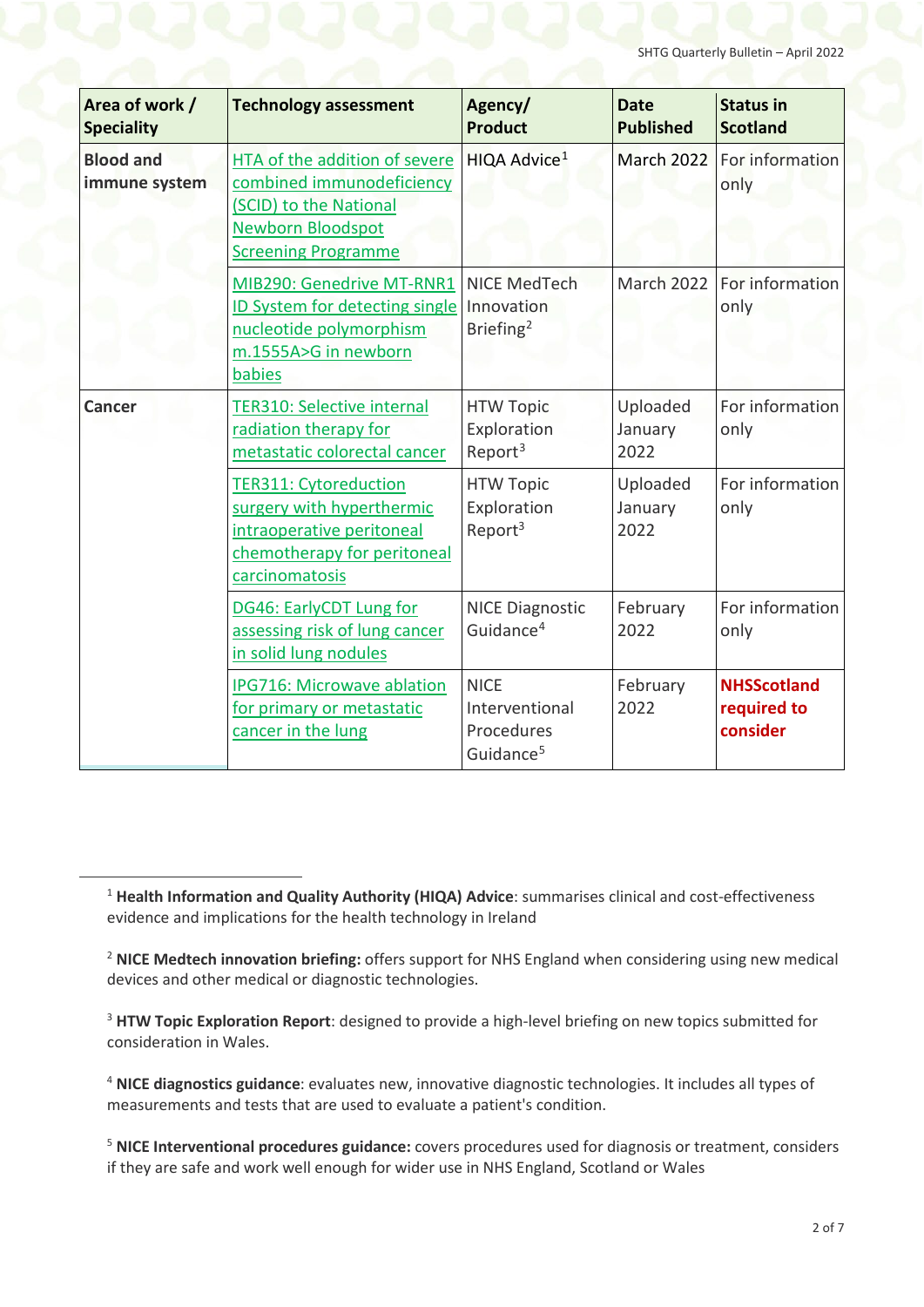| Area of work / Speciality | Technology assessment | Agency/ Product | Date Published | Status in Scotland |
|---|---|---|---|---|
| **Blood and immune system** | HTA of the addition of severe combined immunodeficiency (SCID) to the National Newborn Bloodspot Screening Programme | HIQA Advice[1] | March 2022 | For information only |
| | MIB290: Genedrive MT-RNR1 ID System for detecting single nucleotide polymorphism m.1555A>G in newborn babies | NICE MedTech Innovation Briefing[2] | March 2022 | For information only |
| **Cancer** | TER310: Selective internal radiation therapy for metastatic colorectal cancer | HTW Topic Exploration Report[3] | Uploaded January 2022 | For information only |
| | TER311: Cytoreduction surgery with hyperthermic intraoperative peritoneal chemotherapy for peritoneal carcinomatosis | HTW Topic Exploration Report[3] | Uploaded January 2022 | For information only |
| | DG46: EarlyCDT Lung for assessing risk of lung cancer in solid lung nodules | NICE Diagnostic Guidance[4] | February 2022 | For information only |
| | IPG716: Microwave ablation for primary or metastatic cancer in the lung | NICE Interventional Procedures Guidance[5] | February 2022 | **NHSScotland required to consider** |

[1] **Health Information and Quality Authority (HIQA) Advice**: summarises clinical and cost-effectiveness evidence and implications for the health technology in Ireland

[2] **NICE Medtech innovation briefing:** offers support for NHS England when considering using new medical devices and other medical or diagnostic technologies.

[3] **HTW Topic Exploration Report**: designed to provide a high-level briefing on new topics submitted for consideration in Wales.

[4] **NICE diagnostics guidance**: evaluates new, innovative diagnostic technologies. It includes all types of measurements and tests that are used to evaluate a patient's condition.

[5] **NICE Interventional procedures guidance:** covers procedures used for diagnosis or treatment, considers if they are safe and work well enough for wider use in NHS England, Scotland or Wales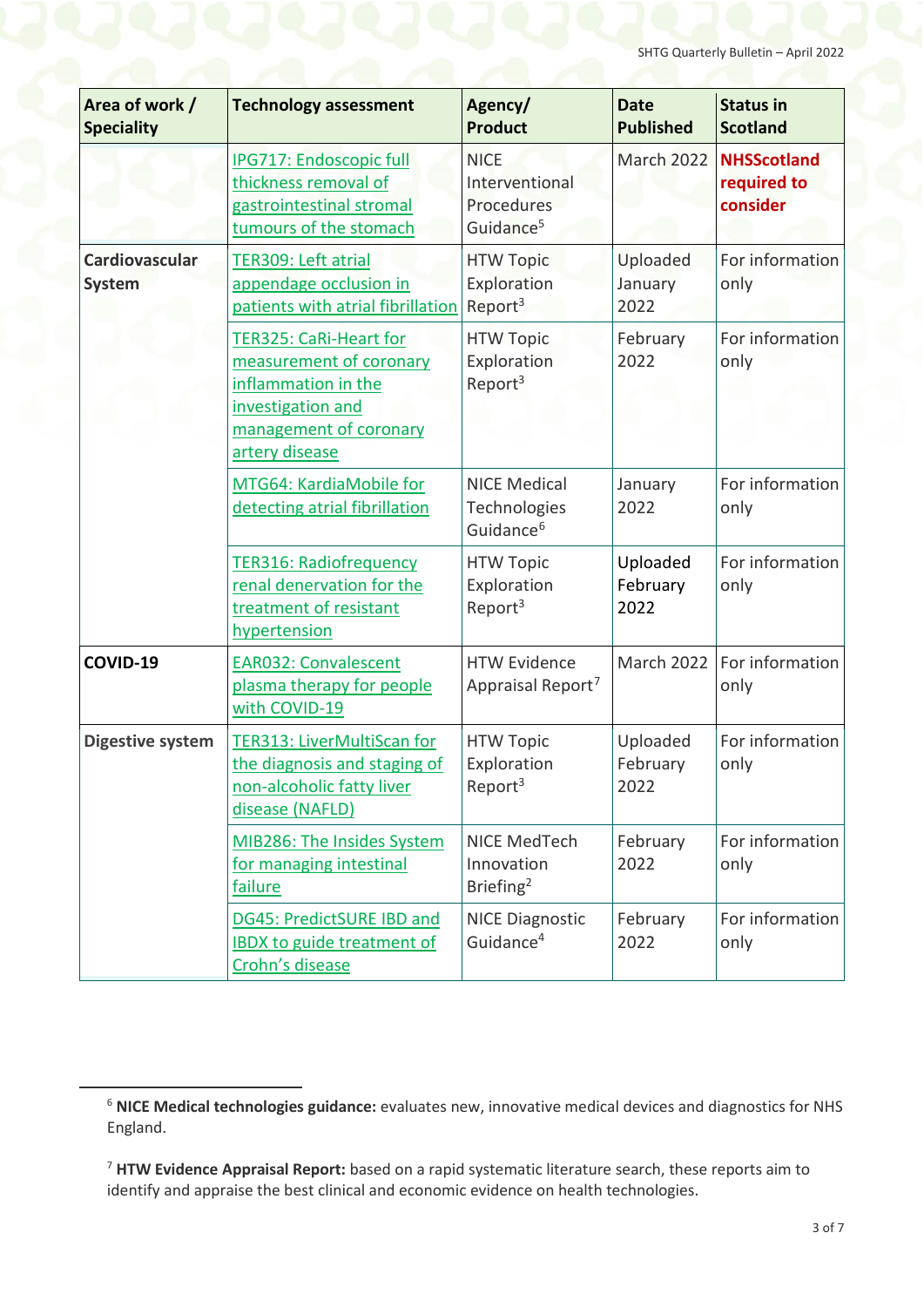| Area of work / Speciality | Technology assessment | Agency/ Product | Date Published | Status in Scotland |
|---|---|---|---|---|
| | IPG717: Endoscopic full thickness removal of gastrointestinal stromal tumours of the stomach | NICE Interventional Procedures Guidance[5] | March 2022 | **NHSScotland required to consider** |
| **Cardiovascular System** | TER309: Left atrial appendage occlusion in patients with atrial fibrillation | HTW Topic Exploration Report[3] | Uploaded January 2022 | For information only |
| | TER325: CaRi-Heart for measurement of coronary inflammation in the investigation and management of coronary artery disease | HTW Topic Exploration Report[3] | February 2022 | For information only |
| | MTG64: KardiaMobile for detecting atrial fibrillation | NICE Medical Technologies Guidance[6] | January 2022 | For information only |
| | TER316: Radiofrequency renal denervation for the treatment of resistant hypertension | HTW Topic Exploration Report[3] | Uploaded February 2022 | For information only |
| **COVID-19** | EAR032: Convalescent plasma therapy for people with COVID-19 | HTW Evidence Appraisal Report[7] | March 2022 | For information only |
| **Digestive system** | TER313: LiverMultiScan for the diagnosis and staging of non-alcoholic fatty liver disease (NAFLD) | HTW Topic Exploration Report[3] | Uploaded February 2022 | For information only |
| | MIB286: The Insides System for managing intestinal failure | NICE MedTech Innovation Briefing[2] | February 2022 | For information only |
| | DG45: PredictSURE IBD and IBDX to guide treatment of Crohn's disease | NICE Diagnostic Guidance[4] | February 2022 | For information only |

[6] **NICE Medical technologies guidance:** evaluates new, innovative medical devices and diagnostics for NHS England.

[7] **HTW Evidence Appraisal Report:** based on a rapid systematic literature search, these reports aim to identify and appraise the best clinical and economic evidence on health technologies.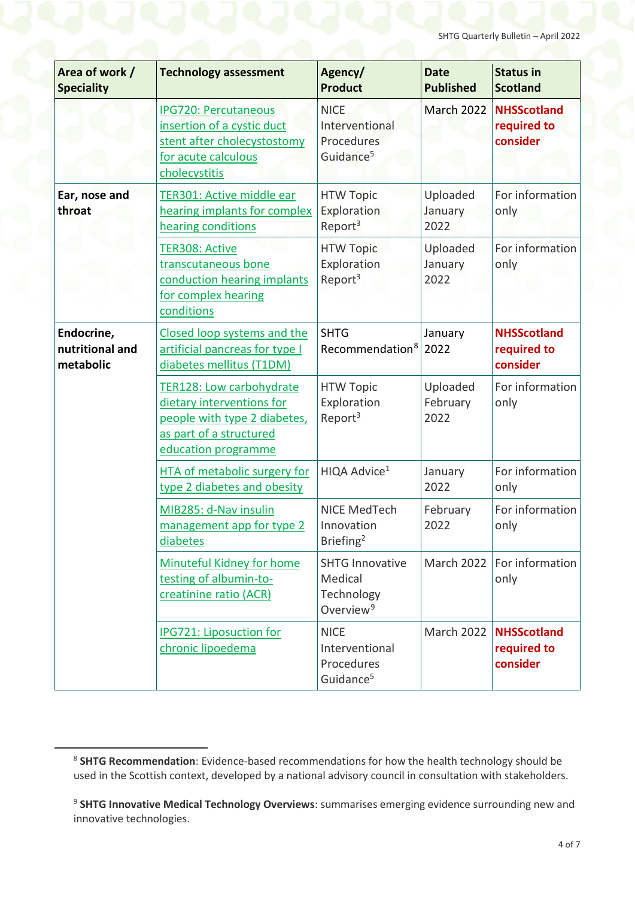| Area of work / Speciality | Technology assessment | Agency/ Product | Date Published | Status in Scotland |
|---|---|---|---|---|
| | IPG720: Percutaneous insertion of a cystic duct stent after cholecystostomy for acute calculous cholecystitis | NICE Interventional Procedures Guidance[5] | March 2022 | **NHSScotland required to consider** |
| **Ear, nose and throat** | TER301: Active middle ear hearing implants for complex hearing conditions | HTW Topic Exploration Report[3] | Uploaded January 2022 | For information only |
| | TER308: Active transcutaneous bone conduction hearing implants for complex hearing conditions | HTW Topic Exploration Report[3] | Uploaded January 2022 | For information only |
| **Endocrine, nutritional and metabolic** | Closed loop systems and the artificial pancreas for type I diabetes mellitus (T1DM) | SHTG Recommendation[8] | January 2022 | **NHSScotland required to consider** |
| | TER128: Low carbohydrate dietary interventions for people with type 2 diabetes, as part of a structured education programme | HTW Topic Exploration Report[3] | Uploaded February 2022 | For information only |
| | HTA of metabolic surgery for type 2 diabetes and obesity | HIQA Advice[1] | January 2022 | For information only |
| | MIB285: d-Nav insulin management app for type 2 diabetes | NICE MedTech Innovation Briefing[2] | February 2022 | For information only |
| | Minuteful Kidney for home testing of albumin-to-creatinine ratio (ACR) | SHTG Innovative Medical Technology Overview[9] | March 2022 | For information only |
| | IPG721: Liposuction for chronic lipoedema | NICE Interventional Procedures Guidance[5] | March 2022 | **NHSScotland required to consider** |

[8] **SHTG Recommendation**: Evidence-based recommendations for how the health technology should be used in the Scottish context, developed by a national advisory council in consultation with stakeholders.

[9] **SHTG Innovative Medical Technology Overviews**: summarises emerging evidence surrounding new and innovative technologies.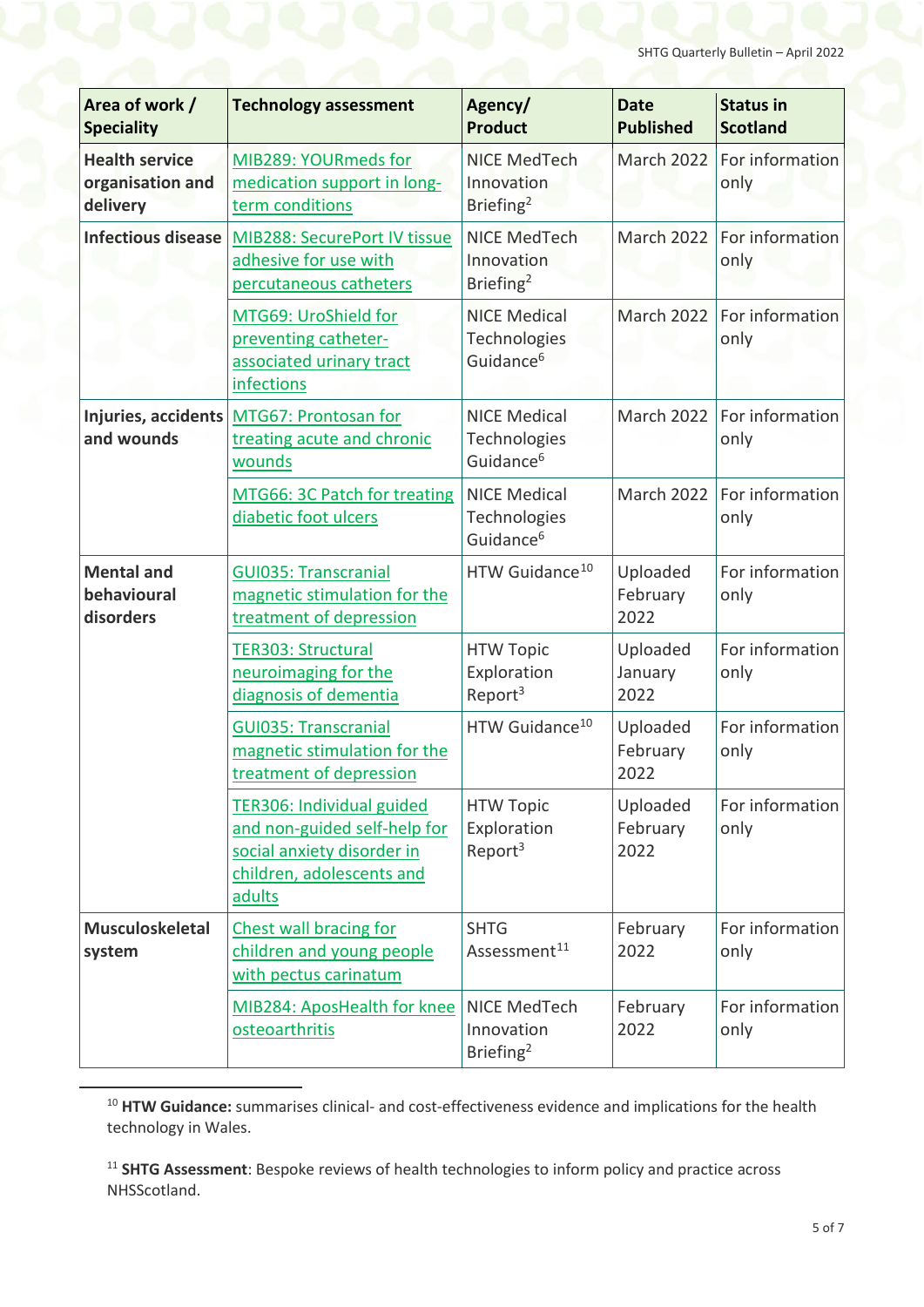| Area of work / Speciality | Technology assessment | Agency/ Product | Date Published | Status in Scotland |
|---|---|---|---|---|
| **Health service organisation and delivery** | MIB289: YOURmeds for medication support in long-term conditions | NICE MedTech Innovation Briefing[2] | March 2022 | For information only |
| **Infectious disease** | MIB288: SecurePort IV tissue adhesive for use with percutaneous catheters | NICE MedTech Innovation Briefing[2] | March 2022 | For information only |
| | MTG69: UroShield for preventing catheter-associated urinary tract infections | NICE Medical Technologies Guidance[6] | March 2022 | For information only |
| **Injuries, accidents and wounds** | MTG67: Prontosan for treating acute and chronic wounds | NICE Medical Technologies Guidance[6] | March 2022 | For information only |
| | MTG66: 3C Patch for treating diabetic foot ulcers | NICE Medical Technologies Guidance[6] | March 2022 | For information only |
| **Mental and behavioural disorders** | GUI035: Transcranial magnetic stimulation for the treatment of depression | HTW Guidance[10] | Uploaded February 2022 | For information only |
| | TER303: Structural neuroimaging for the diagnosis of dementia | HTW Topic Exploration Report[3] | Uploaded January 2022 | For information only |
| | GUI035: Transcranial magnetic stimulation for the treatment of depression | HTW Guidance[10] | Uploaded February 2022 | For information only |
| | TER306: Individual guided and non-guided self-help for social anxiety disorder in children, adolescents and adults | HTW Topic Exploration Report[3] | Uploaded February 2022 | For information only |
| **Musculoskeletal system** | Chest wall bracing for children and young people with pectus carinatum | SHTG Assessment[11] | February 2022 | For information only |
| | MIB284: AposHealth for knee osteoarthritis | NICE MedTech Innovation Briefing[2] | February 2022 | For information only |

[10] **HTW Guidance:** summarises clinical- and cost-effectiveness evidence and implications for the health technology in Wales.

[11] **SHTG Assessment**: Bespoke reviews of health technologies to inform policy and practice across NHSScotland.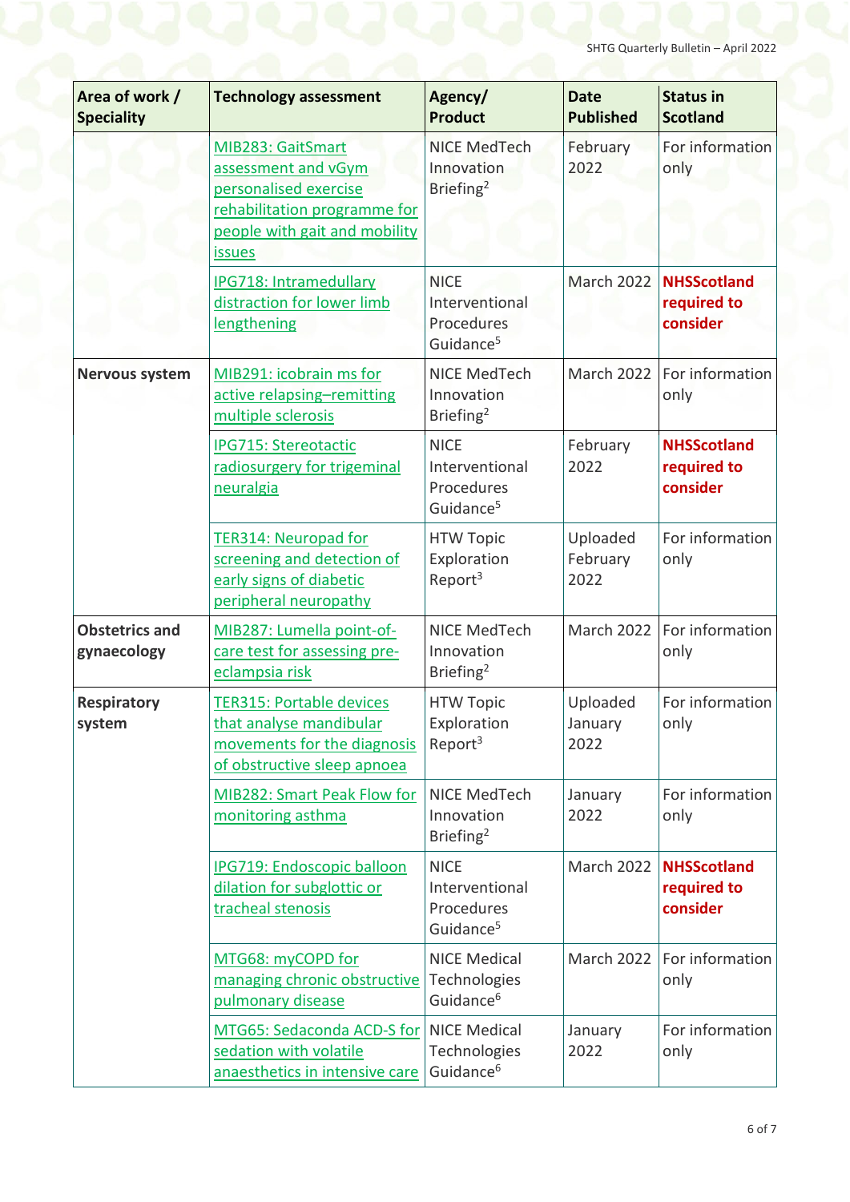| Area of work / Speciality | Technology assessment | Agency/ Product | Date Published | Status in Scotland |
|---|---|---|---|---|
| | MIB283: GaitSmart assessment and vGym personalised exercise rehabilitation programme for people with gait and mobility issues | NICE MedTech Innovation Briefing[2] | February 2022 | For information only |
| | IPG718: Intramedullary distraction for lower limb lengthening | NICE Interventional Procedures Guidance[5] | March 2022 | **NHSScotland required to consider** |
| **Nervous system** | MIB291: icobrain ms for active relapsing–remitting multiple sclerosis | NICE MedTech Innovation Briefing[2] | March 2022 | For information only |
| | IPG715: Stereotactic radiosurgery for trigeminal neuralgia | NICE Interventional Procedures Guidance[5] | February 2022 | **NHSScotland required to consider** |
| | TER314: Neuropad for screening and detection of early signs of diabetic peripheral neuropathy | HTW Topic Exploration Report[3] | Uploaded February 2022 | For information only |
| **Obstetrics and gynaecology** | MIB287: Lumella point-of-care test for assessing pre-eclampsia risk | NICE MedTech Innovation Briefing[2] | March 2022 | For information only |
| **Respiratory system** | TER315: Portable devices that analyse mandibular movements for the diagnosis of obstructive sleep apnoea | HTW Topic Exploration Report[3] | Uploaded January 2022 | For information only |
| | MIB282: Smart Peak Flow for monitoring asthma | NICE MedTech Innovation Briefing[2] | January 2022 | For information only |
| | IPG719: Endoscopic balloon dilation for subglottic or tracheal stenosis | NICE Interventional Procedures Guidance[5] | March 2022 | **NHSScotland required to consider** |
| | MTG68: myCOPD for managing chronic obstructive pulmonary disease | NICE Medical Technologies Guidance[6] | March 2022 | For information only |
| | MTG65: Sedaconda ACD-S for sedation with volatile anaesthetics in intensive care | NICE Medical Technologies Guidance[6] | January 2022 | For information only |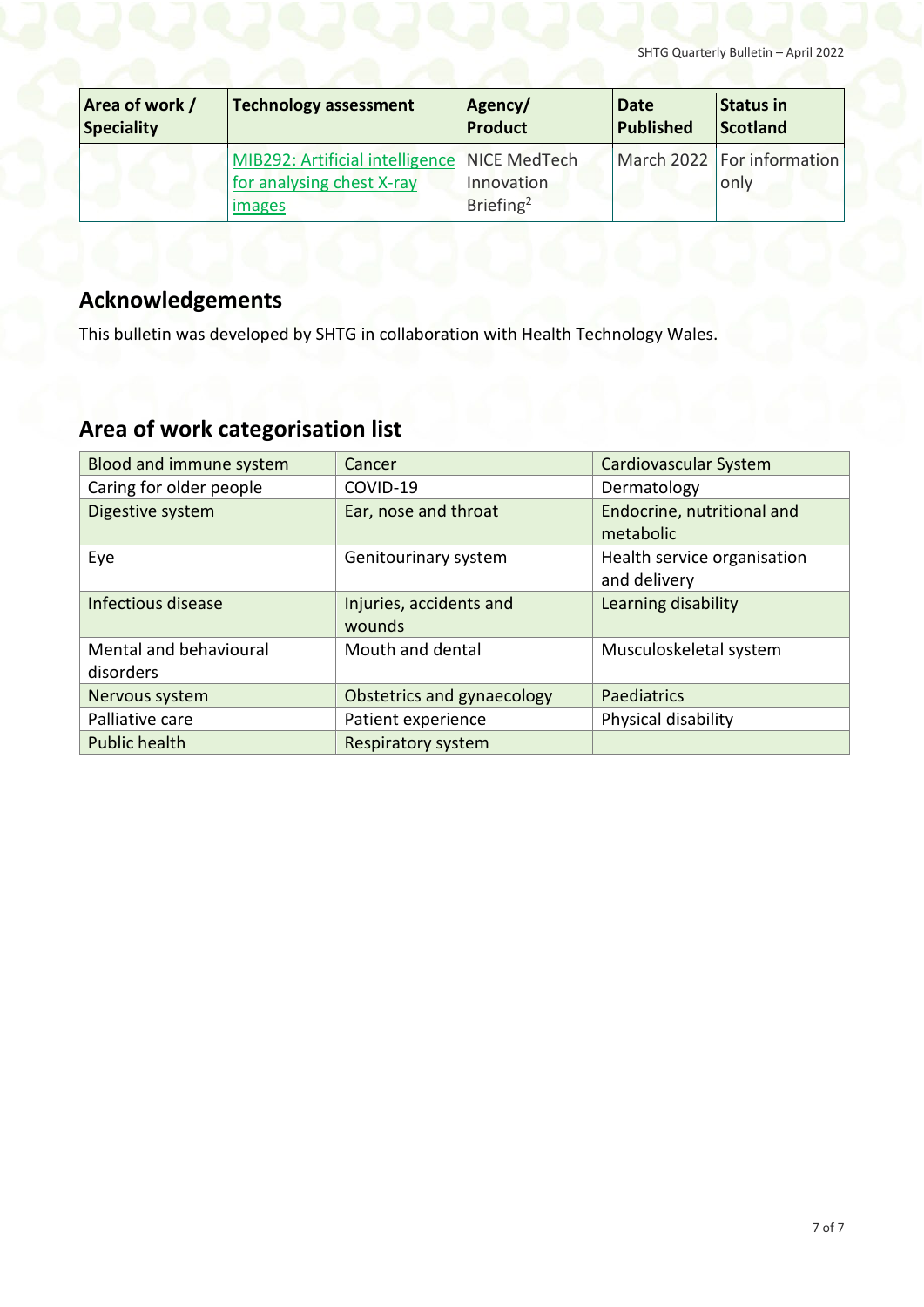| Area of work / Speciality | Technology assessment | Agency/ Product | Date Published | Status in Scotland |
|---|---|---|---|---|
| | MIB292: Artificial intelligence for analysing chest X-ray images | NICE MedTech Innovation Briefing[2] | March 2022 | For information only |

## Acknowledgements

This bulletin was developed by SHTG in collaboration with Health Technology Wales.

## Area of work categorisation list

| | | |
|---|---|---|
| Blood and immune system | Cancer | Cardiovascular System |
| Caring for older people | COVID-19 | Dermatology |
| Digestive system | Ear, nose and throat | Endocrine, nutritional and metabolic |
| Eye | Genitourinary system | Health service organisation and delivery |
| Infectious disease | Injuries, accidents and wounds | Learning disability |
| Mental and behavioural disorders | Mouth and dental | Musculoskeletal system |
| Nervous system | Obstetrics and gynaecology | Paediatrics |
| Palliative care | Patient experience | Physical disability |
| Public health | Respiratory system | |